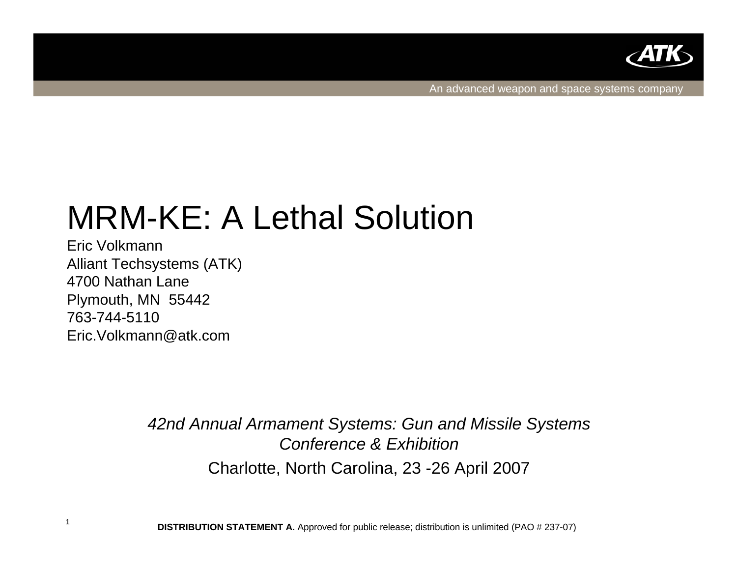An advanced weapon and space systems company

# MRM-KE: A Lethal Solution

Eric Volkmann
Alliant Techsystems (ATK)
4700 Nathan Lane
Plymouth, MN 55442
763-744-5110
Eric.Volkmann@atk.com

*42nd Annual Armament Systems: Gun and Missile Systems Conference & Exhibition*

Charlotte, North Carolina, 23 -26 April 2007

**DISTRIBUTION STATEMENT A.** Approved for public release; distribution is unlimited (PAO # 237-07)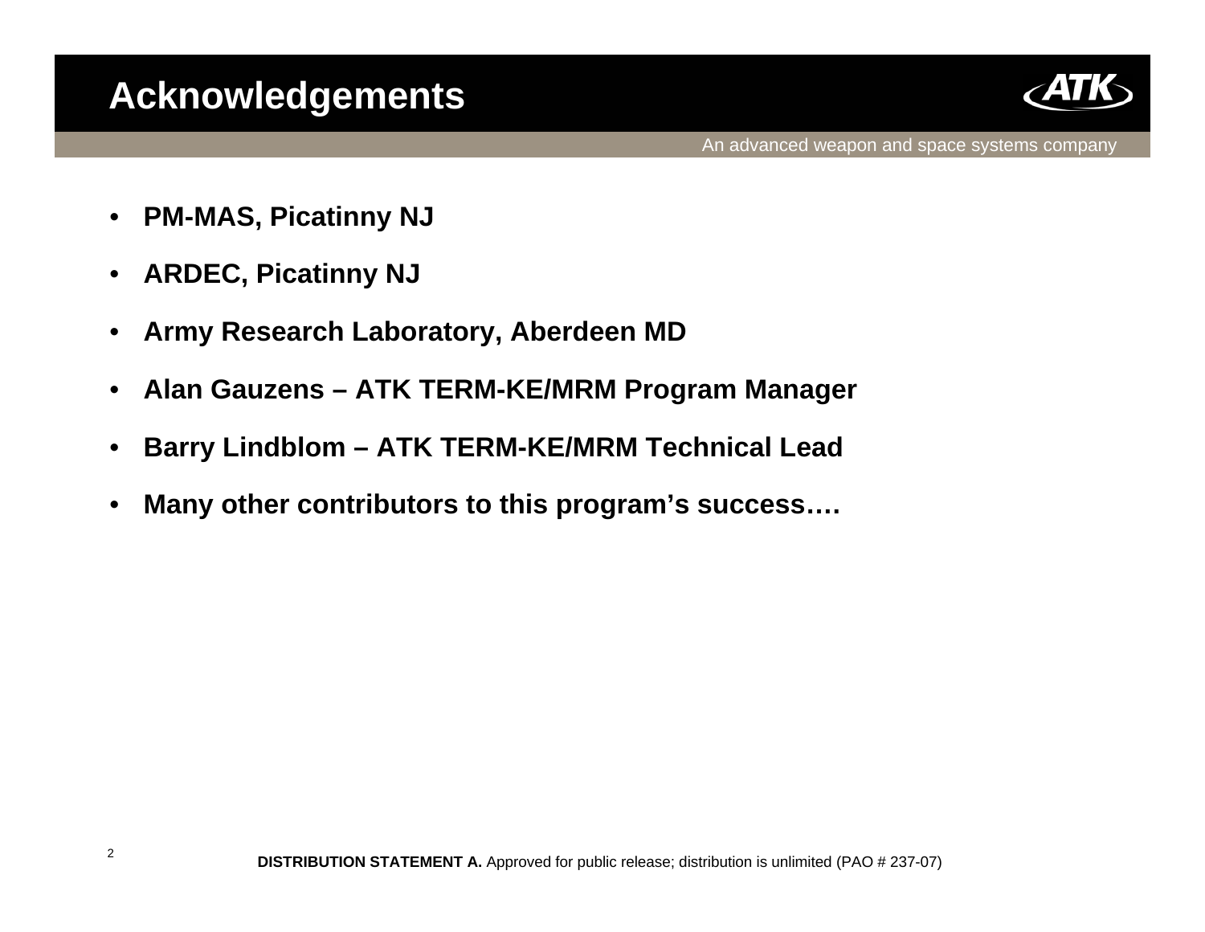# Acknowledgements

An advanced weapon and space systems company

- **PM-MAS, Picatinny NJ**
- **ARDEC, Picatinny NJ**
- **Army Research Laboratory, Aberdeen MD**
- **Alan Gauzens – ATK TERM-KE/MRM Program Manager**
- **Barry Lindblom – ATK TERM-KE/MRM Technical Lead**
- **Many other contributors to this program's success….**

**DISTRIBUTION STATEMENT A.** Approved for public release; distribution is unlimited (PAO # 237-07)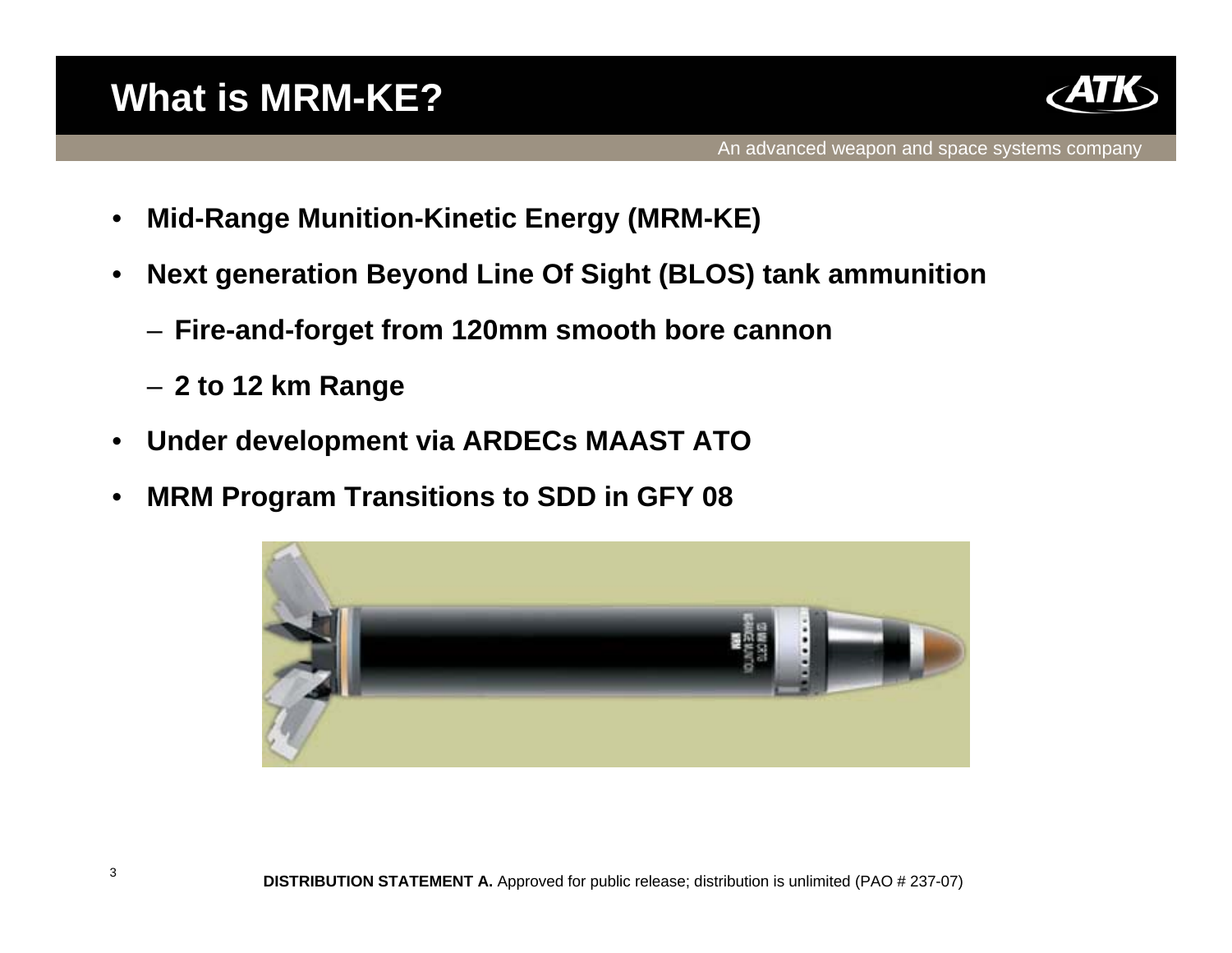# What is MRM-KE?

An advanced weapon and space systems company

- **Mid-Range Munition-Kinetic Energy (MRM-KE)**
- **Next generation Beyond Line Of Sight (BLOS) tank ammunition**
  - **Fire-and-forget from 120mm smooth bore cannon**
  - **2 to 12 km Range**
- **Under development via ARDECs MAAST ATO**
- **MRM Program Transitions to SDD in GFY 08**

**DISTRIBUTION STATEMENT A.** Approved for public release; distribution is unlimited (PAO # 237-07)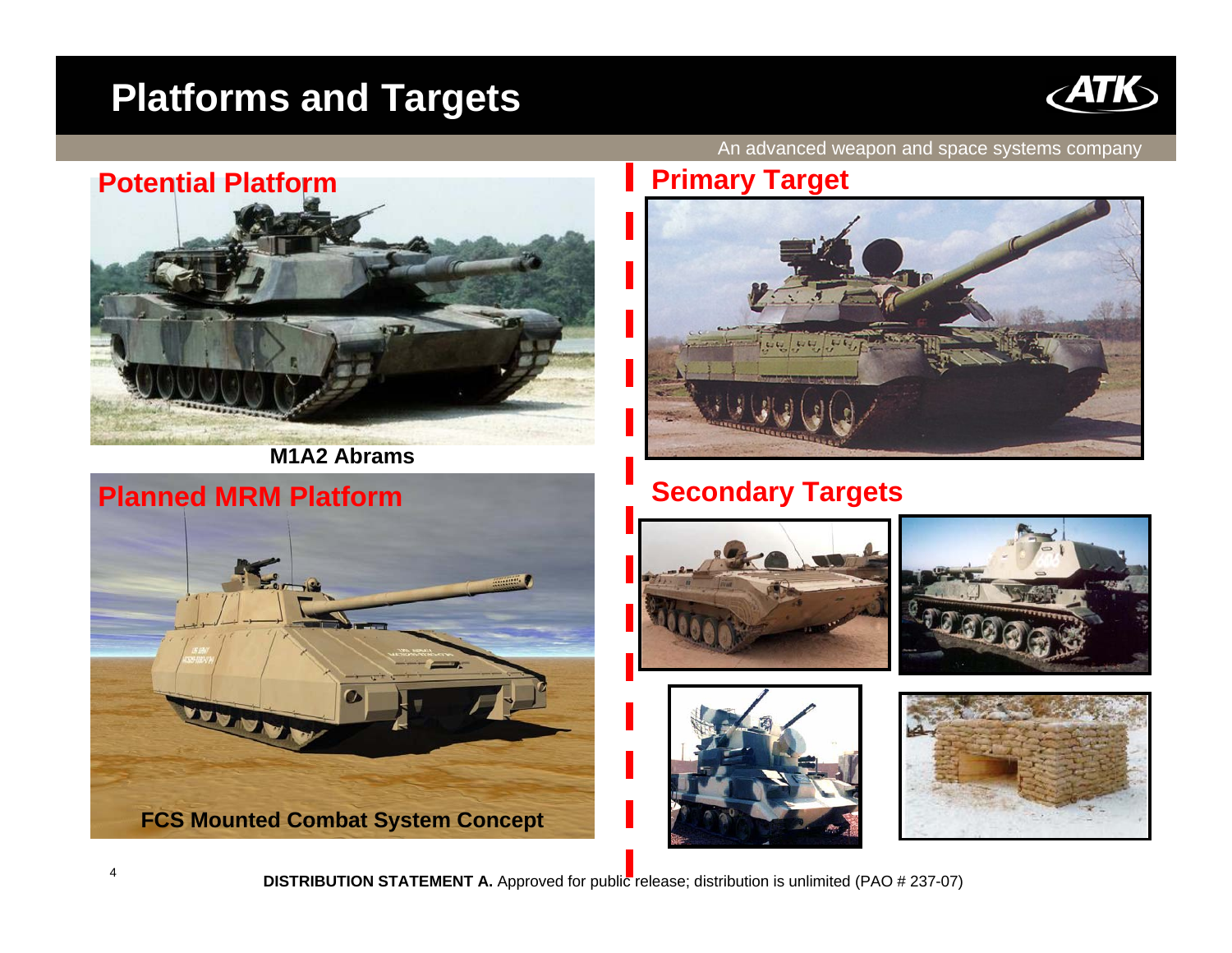# Platforms and Targets

An advanced weapon and space systems company

## Potential Platform

M1A2 Abrams

## Planned MRM Platform

FCS Mounted Combat System Concept

## Primary Target

## Secondary Targets

**DISTRIBUTION STATEMENT A.** Approved for public release; distribution is unlimited (PAO # 237-07)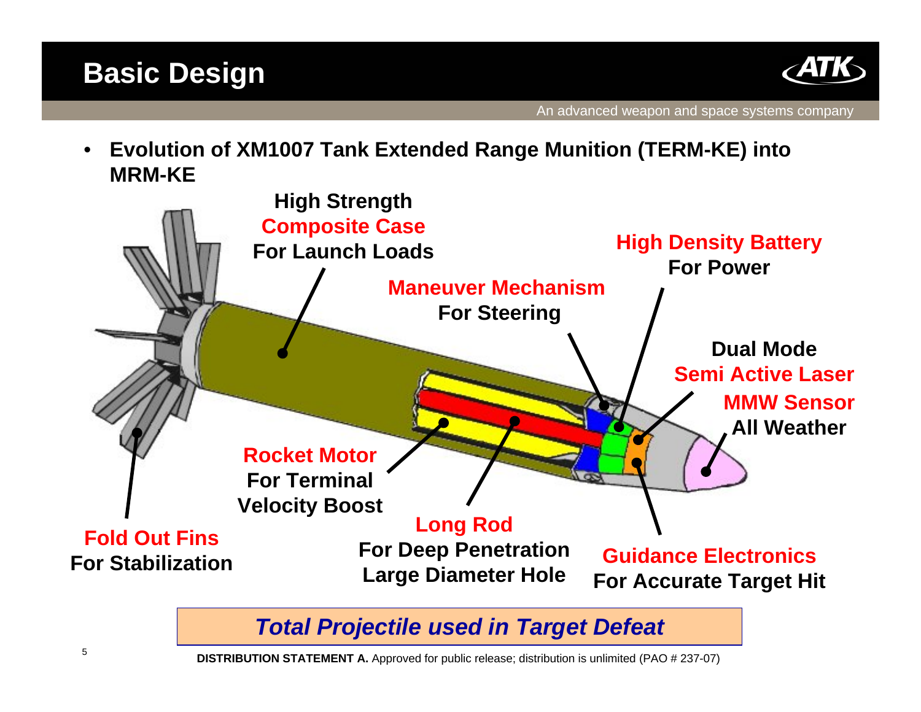# Basic Design

- **Evolution of XM1007 Tank Extended Range Munition (TERM-KE) into MRM-KE**

**High Strength Composite Case For Launch Loads**

**High Density Battery For Power**

**Maneuver Mechanism For Steering**

**Dual Mode Semi Active Laser MMW Sensor All Weather**

**Rocket Motor For Terminal Velocity Boost**

**Long Rod For Deep Penetration Large Diameter Hole**

**Fold Out Fins For Stabilization**

**Guidance Electronics For Accurate Target Hit**

***Total Projectile used in Target Defeat***

**DISTRIBUTION STATEMENT A.** Approved for public release; distribution is unlimited (PAO # 237-07)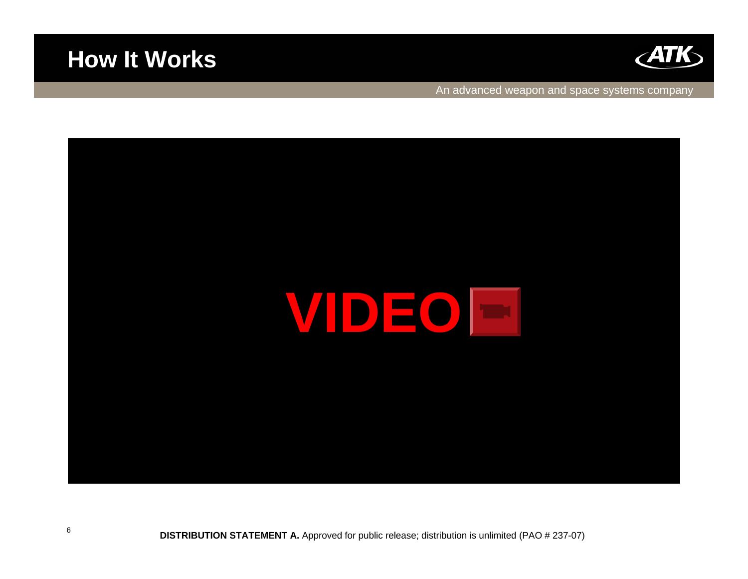# How It Works

An advanced weapon and space systems company

VIDEO

**DISTRIBUTION STATEMENT A.** Approved for public release; distribution is unlimited (PAO # 237-07)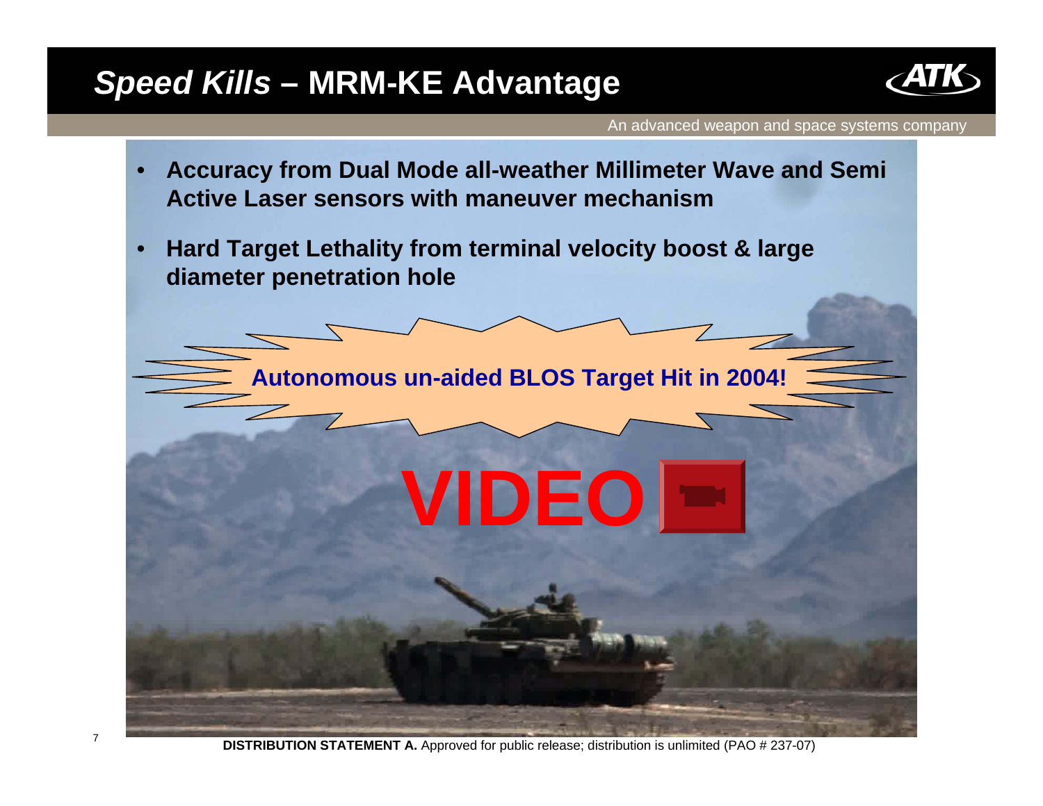# *Speed Kills* – MRM-KE Advantage

An advanced weapon and space systems company

- **Accuracy from Dual Mode all-weather Millimeter Wave and Semi Active Laser sensors with maneuver mechanism**
- **Hard Target Lethality from terminal velocity boost & large diameter penetration hole**

**Autonomous un-aided BLOS Target Hit in 2004!**

**VIDEO**

**DISTRIBUTION STATEMENT A.** Approved for public release; distribution is unlimited (PAO # 237-07)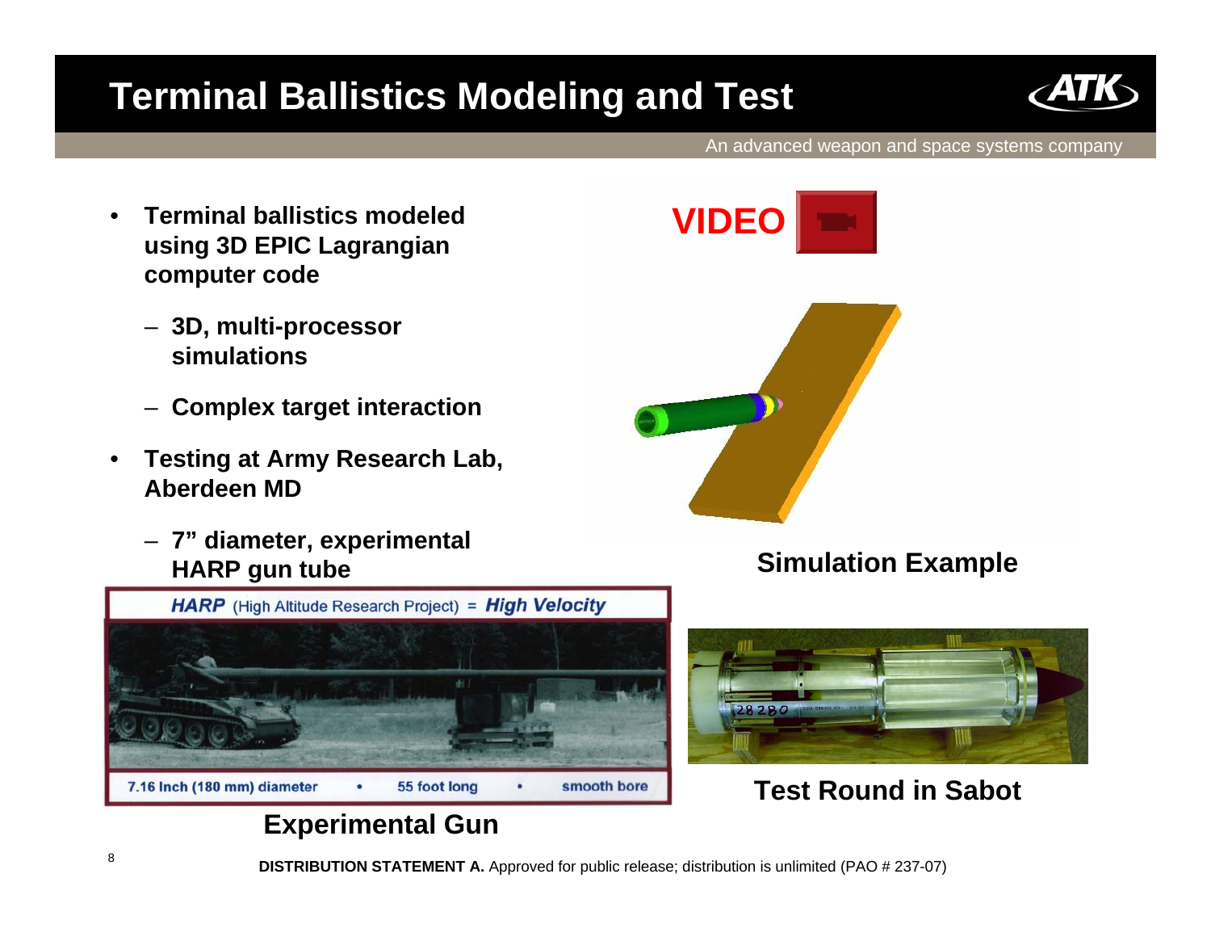# Terminal Ballistics Modeling and Test

An advanced weapon and space systems company

- **Terminal ballistics modeled using 3D EPIC Lagrangian computer code**
  - **3D, multi-processor simulations**
  - **Complex target interaction**
- **Testing at Army Research Lab, Aberdeen MD**
  - **7" diameter, experimental HARP gun tube**

**VIDEO**

**Simulation Example**

***HARP*** (High Altitude Research Project) = ***High Velocity***

**7.16 Inch (180 mm) diameter • 55 foot long • smooth bore**

**Experimental Gun**

**Test Round in Sabot**

**DISTRIBUTION STATEMENT A.** Approved for public release; distribution is unlimited (PAO # 237-07)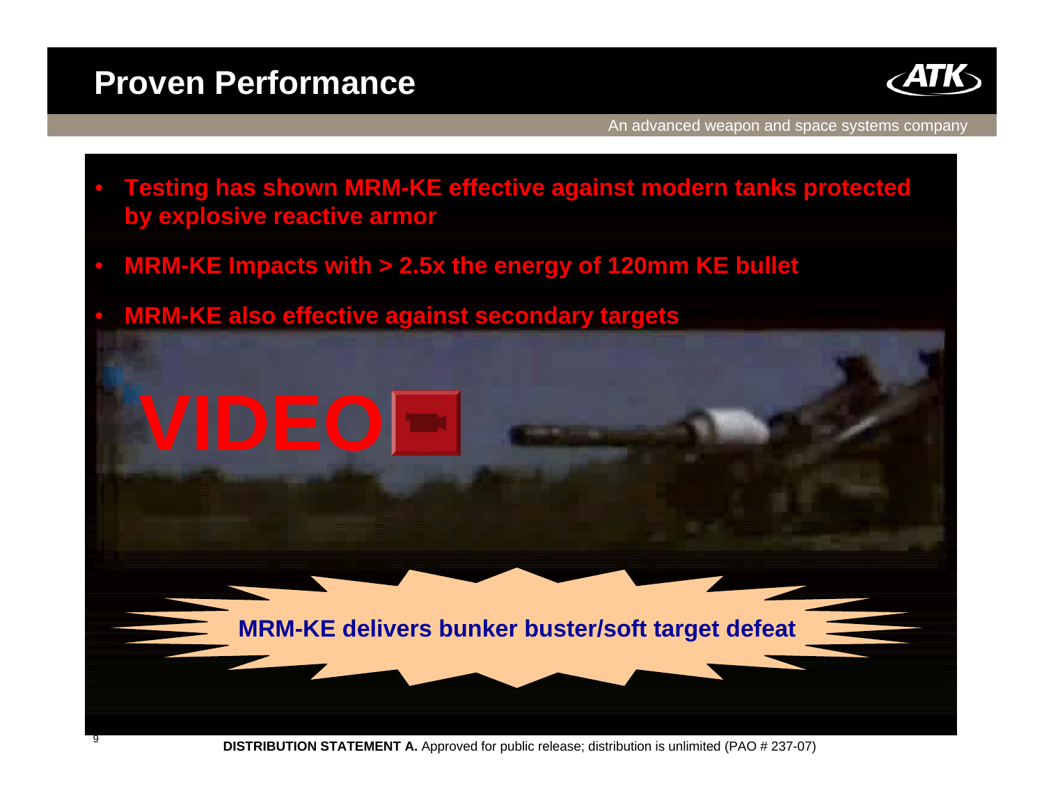# Proven Performance

An advanced weapon and space systems company

- **Testing has shown MRM-KE effective against modern tanks protected by explosive reactive armor**
- **MRM-KE Impacts with > 2.5x the energy of 120mm KE bullet**
- **MRM-KE also effective against secondary targets**

**VIDEO**

**MRM-KE delivers bunker buster/soft target defeat**

**DISTRIBUTION STATEMENT A.** Approved for public release; distribution is unlimited (PAO # 237-07)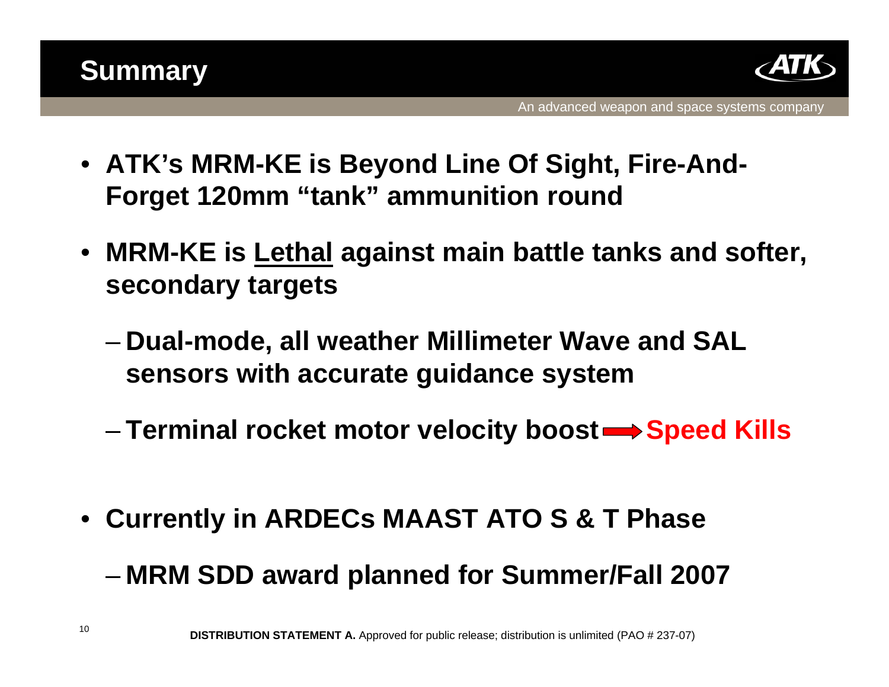# Summary

An advanced weapon and space systems company

- **ATK's MRM-KE is Beyond Line Of Sight, Fire-And-Forget 120mm "tank" ammunition round**
- **MRM-KE is Lethal against main battle tanks and softer, secondary targets**
  - **Dual-mode, all weather Millimeter Wave and SAL sensors with accurate guidance system**
  - **Terminal rocket motor velocity boost → Speed Kills**
- **Currently in ARDECs MAAST ATO S & T Phase**
  - **MRM SDD award planned for Summer/Fall 2007**

**DISTRIBUTION STATEMENT A.** Approved for public release; distribution is unlimited (PAO # 237-07)